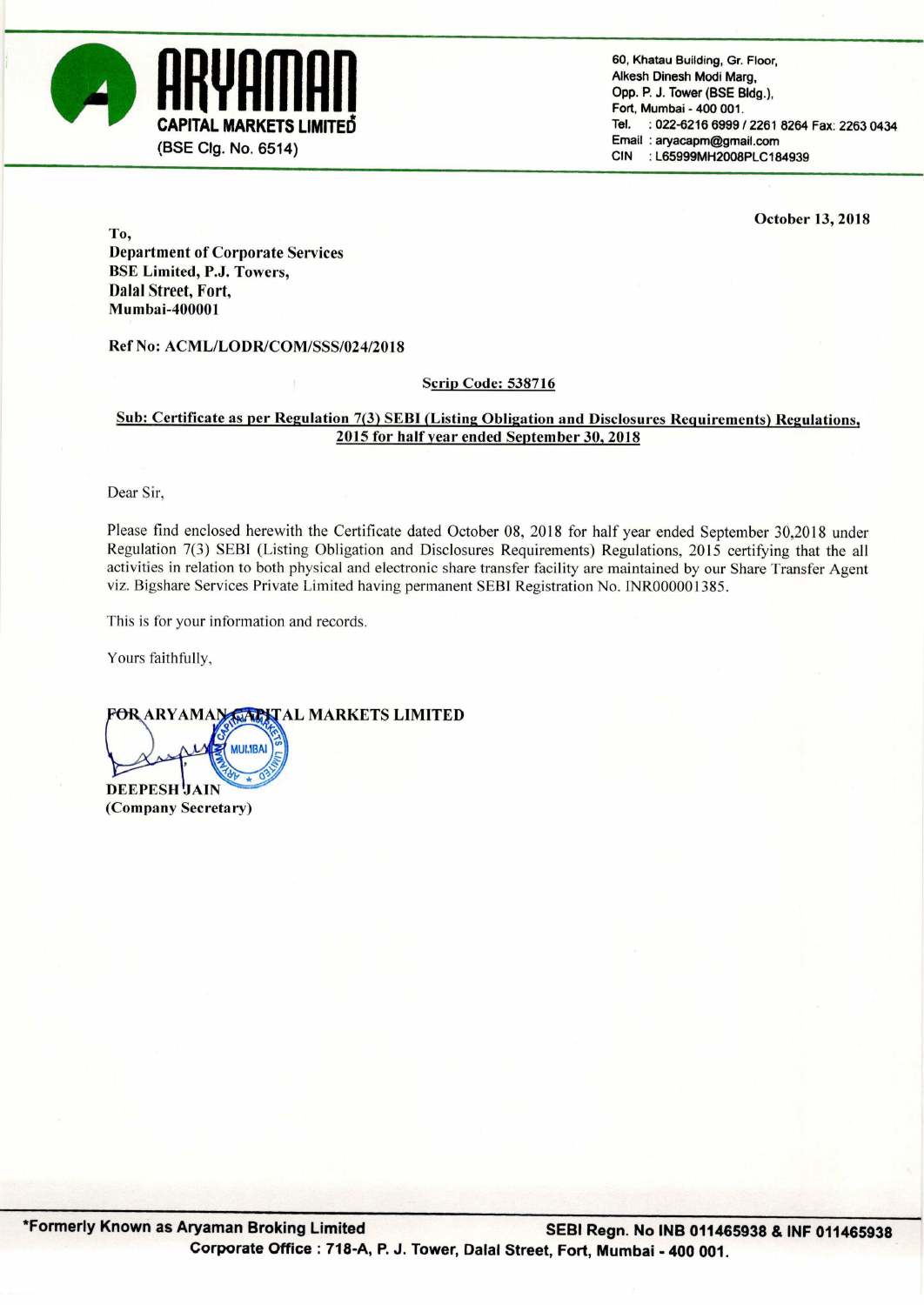**ARYAMAN CAPITAL MARKETS LIMITED***

(BSE Clg. No. 6514)

60, Khatau Building, Gr. Floor,
Alkesh Dinesh Modi Marg,
Opp. P. J. Tower (BSE Bldg.),
Fort, Mumbai - 400 001.
Tel. : 022-6216 6999 / 2261 8264 Fax: 2263 0434
Email : aryacapm@gmail.com
CIN : L65999MH2008PLC184939

October 13, 2018

To,
**Department of Corporate Services**
**BSE Limited, P.J. Towers,**
**Dalal Street, Fort,**
**Mumbai-400001**

**Ref No: ACML/LODR/COM/SSS/024/2018**

**Scrip Code: 538716**

**Sub: Certificate as per Regulation 7(3) SEBI (Listing Obligation and Disclosures Requirements) Regulations, 2015 for half year ended September 30, 2018**

Dear Sir,

Please find enclosed herewith the Certificate dated October 08, 2018 for half year ended September 30,2018 under Regulation 7(3) SEBI (Listing Obligation and Disclosures Requirements) Regulations, 2015 certifying that the all activities in relation to both physical and electronic share transfer facility are maintained by our Share Transfer Agent viz. Bigshare Services Private Limited having permanent SEBI Registration No. INR000001385.

This is for your information and records.

Yours faithfully,

**FOR ARYAMAN CAPITAL MARKETS LIMITED**

**DEEPESH JAIN**
**(Company Secretary)**

*Formerly Known as Aryaman Broking Limited — SEBI Regn. No INB 011465938 & INF 011465938
Corporate Office : 718-A, P. J. Tower, Dalal Street, Fort, Mumbai - 400 001.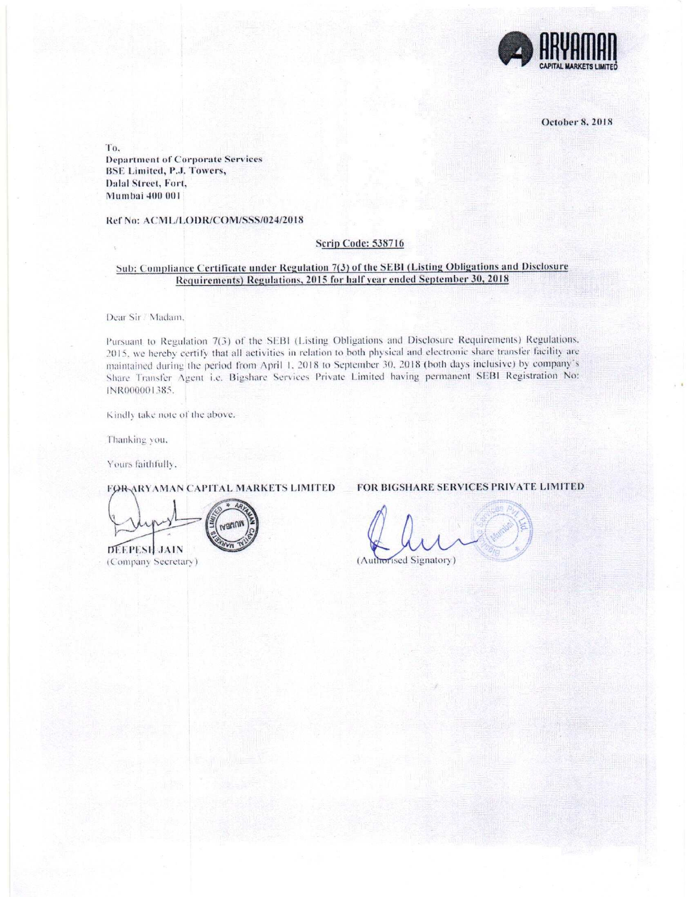ARYAMAN CAPITAL MARKETS LIMITED

October 8, 2018

To,
**Department of Corporate Services**
**BSE Limited, P.J. Towers,**
**Dalal Street, Fort,**
**Mumbai 400 001**

**Ref No: ACML/LODR/COM/SSS/024/2018**

**Scrip Code: 538716**

**Sub: Compliance Certificate under Regulation 7(3) of the SEBI (Listing Obligations and Disclosure Requirements) Regulations, 2015 for half year ended September 30, 2018**

Dear Sir / Madam,

Pursuant to Regulation 7(3) of the SEBI (Listing Obligations and Disclosure Requirements) Regulations, 2015, we hereby certify that all activities in relation to both physical and electronic share transfer facility are maintained during the period from April 1, 2018 to September 30, 2018 (both days inclusive) by company's Share Transfer Agent i.e. Bigshare Services Private Limited having permanent SEBI Registration No: INR000001385.

Kindly take note of the above.

Thanking you,

Yours faithfully,

**FOR ARYAMAN CAPITAL MARKETS LIMITED**

**DEEPESH JAIN**
(Company Secretary)

**FOR BIGSHARE SERVICES PRIVATE LIMITED**

(Authorised Signatory)